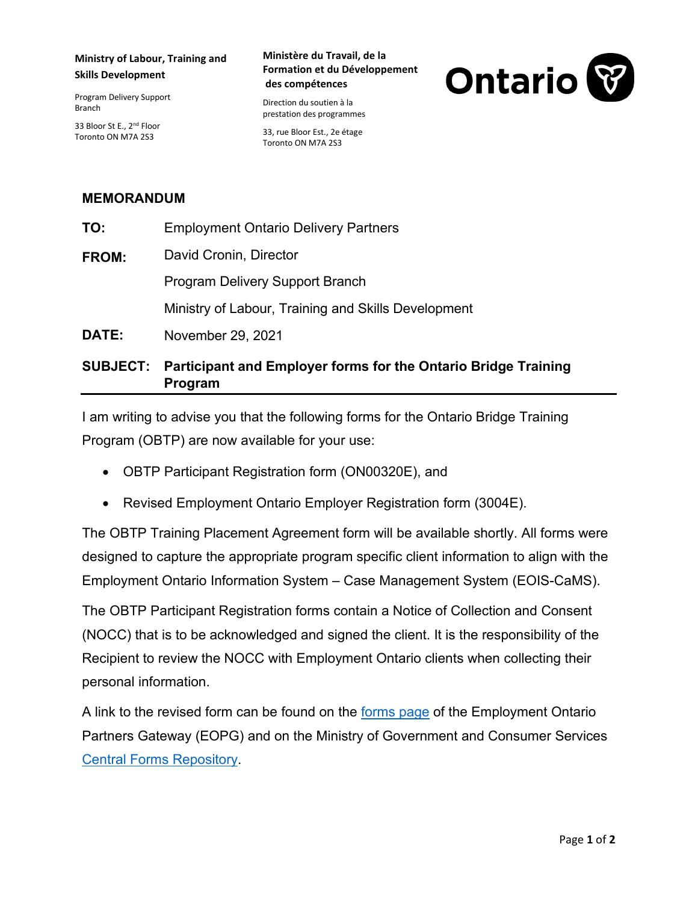**Ministry of Labour, Training and Skills Development**

Program Delivery Support Branch

33 Bloor St E., 2nd Floor
Toronto ON M7A 2S3

**Ministère du Travail, de la Formation et du Développement des compétences**

Direction du soutien à la prestation des programmes

33, rue Bloor Est., 2e étage
Toronto ON M7A 2S3

Ontario

## MEMORANDUM

**TO:** Employment Ontario Delivery Partners

**FROM:** David Cronin, Director
Program Delivery Support Branch
Ministry of Labour, Training and Skills Development

**DATE:** November 29, 2021

**SUBJECT: Participant and Employer forms for the Ontario Bridge Training Program**

---

I am writing to advise you that the following forms for the Ontario Bridge Training Program (OBTP) are now available for your use:

- OBTP Participant Registration form (ON00320E), and
- Revised Employment Ontario Employer Registration form (3004E).

The OBTP Training Placement Agreement form will be available shortly. All forms were designed to capture the appropriate program specific client information to align with the Employment Ontario Information System – Case Management System (EOIS-CaMS).

The OBTP Participant Registration forms contain a Notice of Collection and Consent (NOCC) that is to be acknowledged and signed the client. It is the responsibility of the Recipient to review the NOCC with Employment Ontario clients when collecting their personal information.

A link to the revised form can be found on the forms page of the Employment Ontario Partners Gateway (EOPG) and on the Ministry of Government and Consumer Services Central Forms Repository.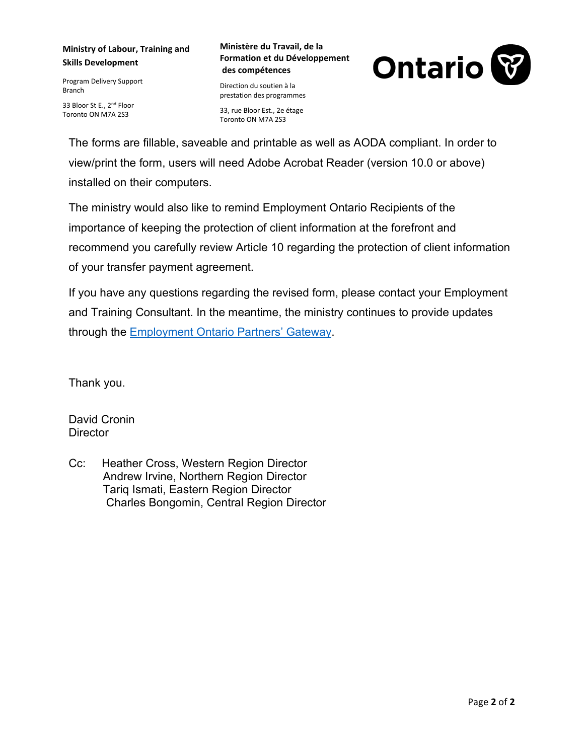**Ministry of Labour, Training and Skills Development**

Program Delivery Support Branch

33 Bloor St E., 2nd Floor
Toronto ON M7A 2S3

**Ministère du Travail, de la Formation et du Développement des compétences**

Direction du soutien à la prestation des programmes

33, rue Bloor Est., 2e étage
Toronto ON M7A 2S3

Ontario

The forms are fillable, saveable and printable as well as AODA compliant. In order to view/print the form, users will need Adobe Acrobat Reader (version 10.0 or above) installed on their computers.

The ministry would also like to remind Employment Ontario Recipients of the importance of keeping the protection of client information at the forefront and recommend you carefully review Article 10 regarding the protection of client information of your transfer payment agreement.

If you have any questions regarding the revised form, please contact your Employment and Training Consultant. In the meantime, the ministry continues to provide updates through the Employment Ontario Partners' Gateway.

Thank you.

David Cronin
Director

Cc: Heather Cross, Western Region Director
Andrew Irvine, Northern Region Director
Tariq Ismati, Eastern Region Director
Charles Bongomin, Central Region Director